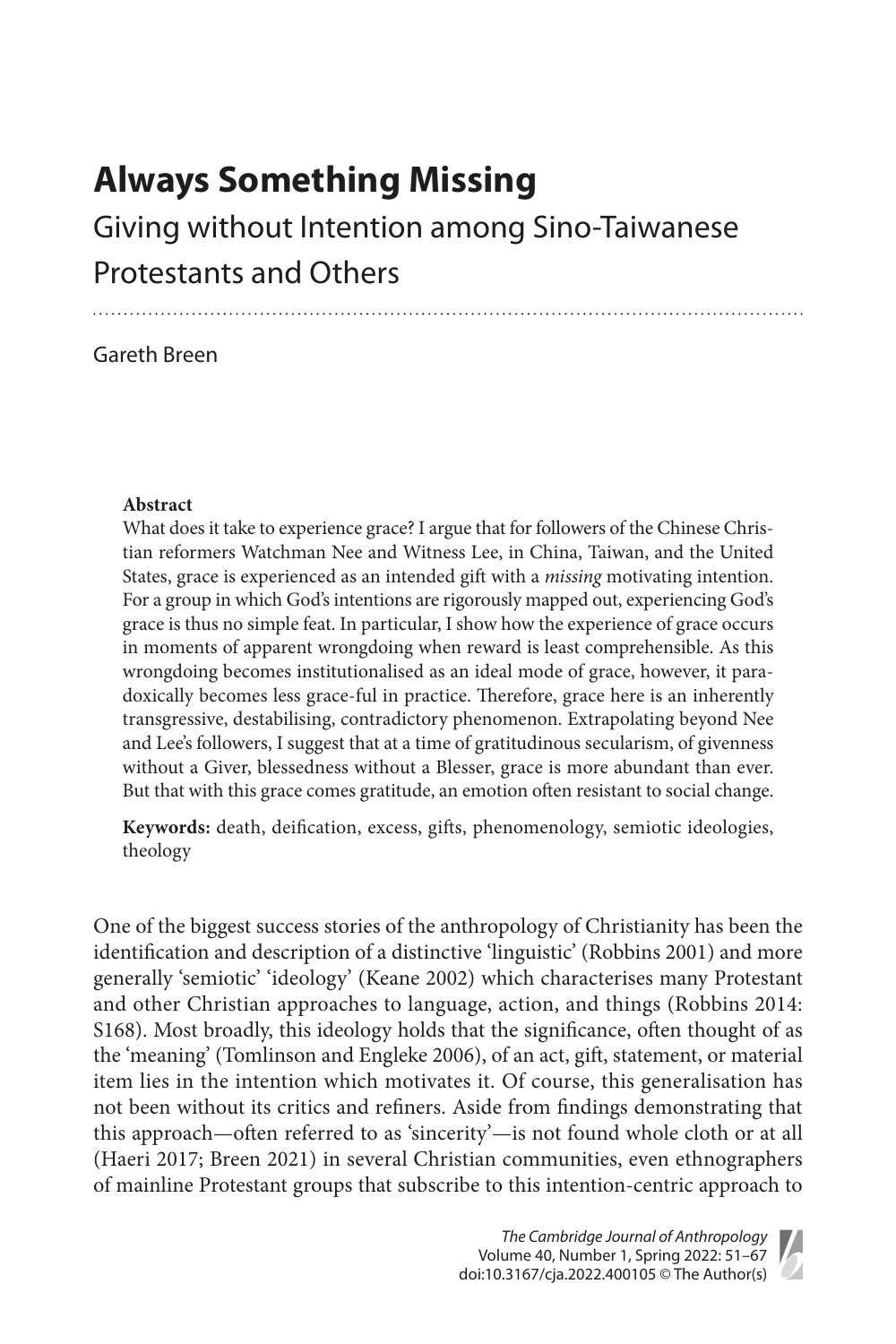# Always Something Missing

## Giving without Intention among Sino-Taiwanese Protestants and Others

Gareth Breen

**Abstract**

What does it take to experience grace? I argue that for followers of the Chinese Christian reformers Watchman Nee and Witness Lee, in China, Taiwan, and the United States, grace is experienced as an intended gift with a *missing* motivating intention. For a group in which God's intentions are rigorously mapped out, experiencing God's grace is thus no simple feat. In particular, I show how the experience of grace occurs in moments of apparent wrongdoing when reward is least comprehensible. As this wrongdoing becomes institutionalised as an ideal mode of grace, however, it paradoxically becomes less grace-ful in practice. Therefore, grace here is an inherently transgressive, destabilising, contradictory phenomenon. Extrapolating beyond Nee and Lee's followers, I suggest that at a time of gratitudinous secularism, of givenness without a Giver, blessedness without a Blesser, grace is more abundant than ever. But that with this grace comes gratitude, an emotion often resistant to social change.

**Keywords:** death, deification, excess, gifts, phenomenology, semiotic ideologies, theology

One of the biggest success stories of the anthropology of Christianity has been the identification and description of a distinctive 'linguistic' (Robbins 2001) and more generally 'semiotic' 'ideology' (Keane 2002) which characterises many Protestant and other Christian approaches to language, action, and things (Robbins 2014: S168). Most broadly, this ideology holds that the significance, often thought of as the 'meaning' (Tomlinson and Engleke 2006), of an act, gift, statement, or material item lies in the intention which motivates it. Of course, this generalisation has not been without its critics and refiners. Aside from findings demonstrating that this approach—often referred to as 'sincerity'—is not found whole cloth or at all (Haeri 2017; Breen 2021) in several Christian communities, even ethnographers of mainline Protestant groups that subscribe to this intention-centric approach to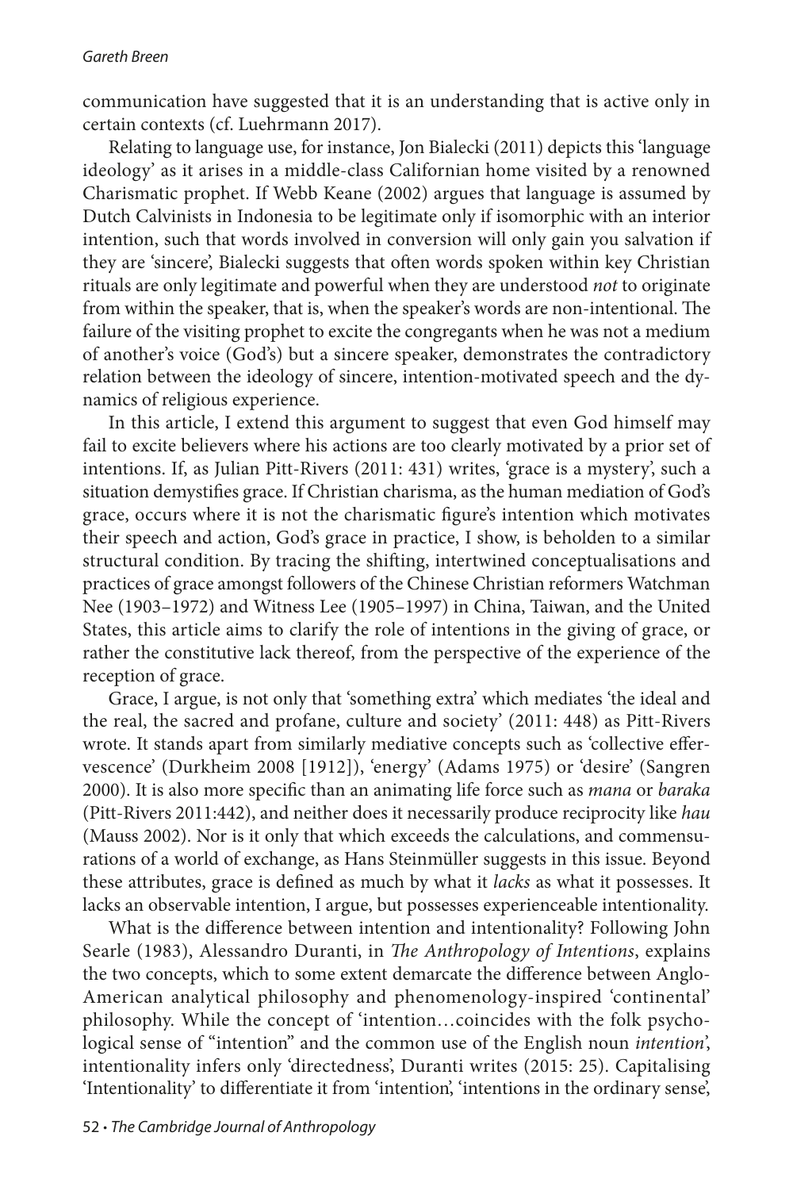communication have suggested that it is an understanding that is active only in certain contexts (cf. Luehrmann 2017).

Relating to language use, for instance, Jon Bialecki (2011) depicts this 'language ideology' as it arises in a middle-class Californian home visited by a renowned Charismatic prophet. If Webb Keane (2002) argues that language is assumed by Dutch Calvinists in Indonesia to be legitimate only if isomorphic with an interior intention, such that words involved in conversion will only gain you salvation if they are 'sincere', Bialecki suggests that often words spoken within key Christian rituals are only legitimate and powerful when they are understood *not* to originate from within the speaker, that is, when the speaker's words are non-intentional. The failure of the visiting prophet to excite the congregants when he was not a medium of another's voice (God's) but a sincere speaker, demonstrates the contradictory relation between the ideology of sincere, intention-motivated speech and the dynamics of religious experience.

In this article, I extend this argument to suggest that even God himself may fail to excite believers where his actions are too clearly motivated by a prior set of intentions. If, as Julian Pitt-Rivers (2011: 431) writes, 'grace is a mystery', such a situation demystifies grace. If Christian charisma, as the human mediation of God's grace, occurs where it is not the charismatic figure's intention which motivates their speech and action, God's grace in practice, I show, is beholden to a similar structural condition. By tracing the shifting, intertwined conceptualisations and practices of grace amongst followers of the Chinese Christian reformers Watchman Nee (1903–1972) and Witness Lee (1905–1997) in China, Taiwan, and the United States, this article aims to clarify the role of intentions in the giving of grace, or rather the constitutive lack thereof, from the perspective of the experience of the reception of grace.

Grace, I argue, is not only that 'something extra' which mediates 'the ideal and the real, the sacred and profane, culture and society' (2011: 448) as Pitt-Rivers wrote. It stands apart from similarly mediative concepts such as 'collective effervescence' (Durkheim 2008 [1912]), 'energy' (Adams 1975) or 'desire' (Sangren 2000). It is also more specific than an animating life force such as *mana* or *baraka* (Pitt-Rivers 2011:442), and neither does it necessarily produce reciprocity like *hau* (Mauss 2002). Nor is it only that which exceeds the calculations, and commensurations of a world of exchange, as Hans Steinmüller suggests in this issue. Beyond these attributes, grace is defined as much by what it *lacks* as what it possesses. It lacks an observable intention, I argue, but possesses experienceable intentionality.

What is the difference between intention and intentionality? Following John Searle (1983), Alessandro Duranti, in *The Anthropology of Intentions*, explains the two concepts, which to some extent demarcate the difference between Anglo-American analytical philosophy and phenomenology-inspired 'continental' philosophy. While the concept of 'intention…coincides with the folk psychological sense of "intention" and the common use of the English noun *intention*', intentionality infers only 'directedness', Duranti writes (2015: 25). Capitalising 'Intentionality' to differentiate it from 'intention', 'intentions in the ordinary sense',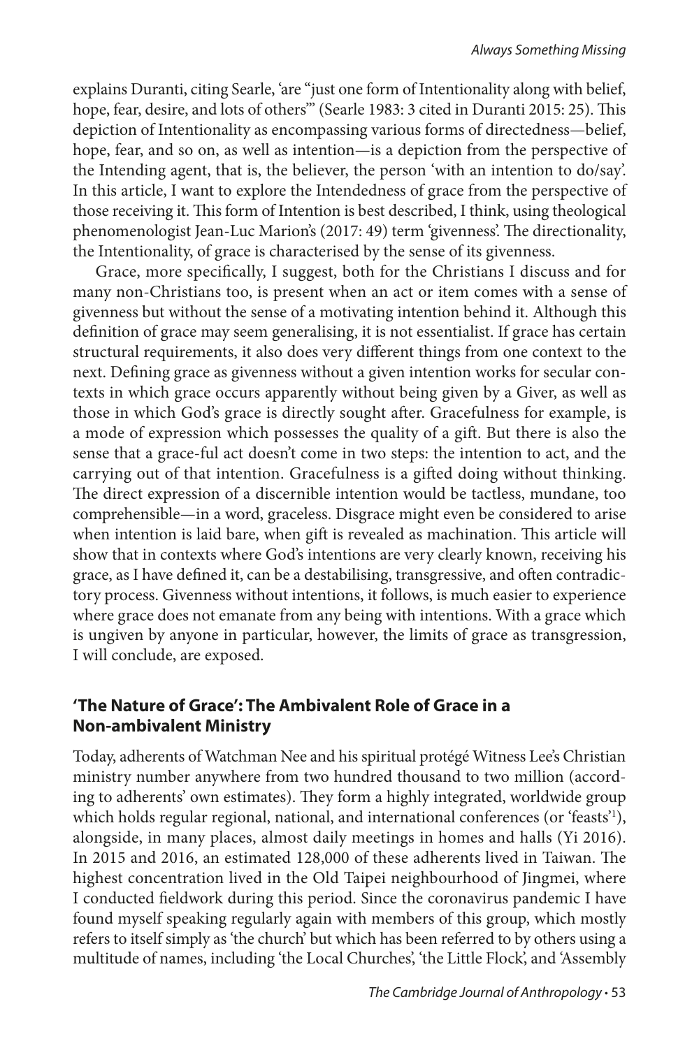explains Duranti, citing Searle, 'are "just one form of Intentionality along with belief, hope, fear, desire, and lots of others"' (Searle 1983: 3 cited in Duranti 2015: 25). This depiction of Intentionality as encompassing various forms of directedness—belief, hope, fear, and so on, as well as intention—is a depiction from the perspective of the Intending agent, that is, the believer, the person 'with an intention to do/say'. In this article, I want to explore the Intendedness of grace from the perspective of those receiving it. This form of Intention is best described, I think, using theological phenomenologist Jean-Luc Marion's (2017: 49) term 'givenness'. The directionality, the Intentionality, of grace is characterised by the sense of its givenness.

Grace, more specifically, I suggest, both for the Christians I discuss and for many non-Christians too, is present when an act or item comes with a sense of givenness but without the sense of a motivating intention behind it. Although this definition of grace may seem generalising, it is not essentialist. If grace has certain structural requirements, it also does very different things from one context to the next. Defining grace as givenness without a given intention works for secular contexts in which grace occurs apparently without being given by a Giver, as well as those in which God's grace is directly sought after. Gracefulness for example, is a mode of expression which possesses the quality of a gift. But there is also the sense that a grace-ful act doesn't come in two steps: the intention to act, and the carrying out of that intention. Gracefulness is a gifted doing without thinking. The direct expression of a discernible intention would be tactless, mundane, too comprehensible—in a word, graceless. Disgrace might even be considered to arise when intention is laid bare, when gift is revealed as machination. This article will show that in contexts where God's intentions are very clearly known, receiving his grace, as I have defined it, can be a destabilising, transgressive, and often contradictory process. Givenness without intentions, it follows, is much easier to experience where grace does not emanate from any being with intentions. With a grace which is ungiven by anyone in particular, however, the limits of grace as transgression, I will conclude, are exposed.

## 'The Nature of Grace': The Ambivalent Role of Grace in a Non-ambivalent Ministry

Today, adherents of Watchman Nee and his spiritual protégé Witness Lee's Christian ministry number anywhere from two hundred thousand to two million (according to adherents' own estimates). They form a highly integrated, worldwide group which holds regular regional, national, and international conferences (or 'feasts'[1]), alongside, in many places, almost daily meetings in homes and halls (Yi 2016). In 2015 and 2016, an estimated 128,000 of these adherents lived in Taiwan. The highest concentration lived in the Old Taipei neighbourhood of Jingmei, where I conducted fieldwork during this period. Since the coronavirus pandemic I have found myself speaking regularly again with members of this group, which mostly refers to itself simply as 'the church' but which has been referred to by others using a multitude of names, including 'the Local Churches', 'the Little Flock', and 'Assembly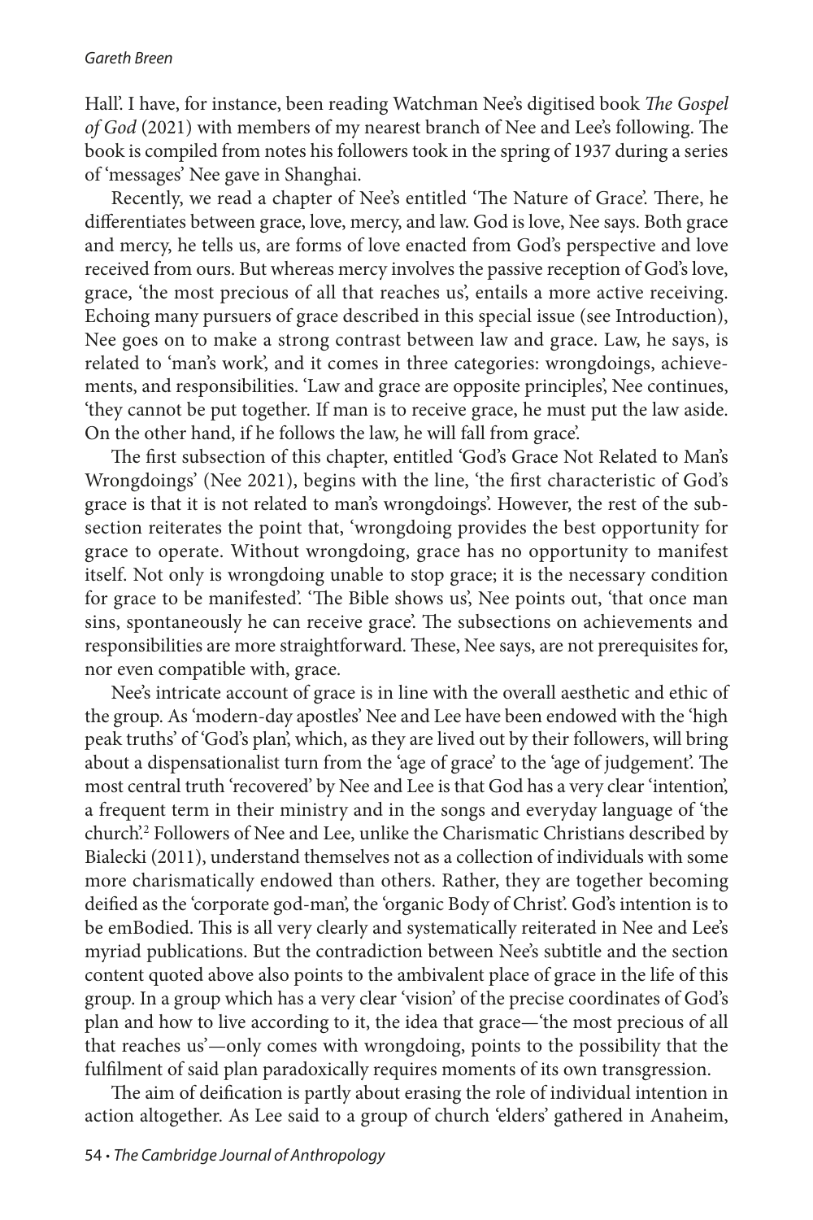Hall'. I have, for instance, been reading Watchman Nee's digitised book *The Gospel of God* (2021) with members of my nearest branch of Nee and Lee's following. The book is compiled from notes his followers took in the spring of 1937 during a series of 'messages' Nee gave in Shanghai.

Recently, we read a chapter of Nee's entitled 'The Nature of Grace'. There, he differentiates between grace, love, mercy, and law. God is love, Nee says. Both grace and mercy, he tells us, are forms of love enacted from God's perspective and love received from ours. But whereas mercy involves the passive reception of God's love, grace, 'the most precious of all that reaches us', entails a more active receiving. Echoing many pursuers of grace described in this special issue (see Introduction), Nee goes on to make a strong contrast between law and grace. Law, he says, is related to 'man's work', and it comes in three categories: wrongdoings, achievements, and responsibilities. 'Law and grace are opposite principles', Nee continues, 'they cannot be put together. If man is to receive grace, he must put the law aside. On the other hand, if he follows the law, he will fall from grace'.

The first subsection of this chapter, entitled 'God's Grace Not Related to Man's Wrongdoings' (Nee 2021), begins with the line, 'the first characteristic of God's grace is that it is not related to man's wrongdoings'. However, the rest of the subsection reiterates the point that, 'wrongdoing provides the best opportunity for grace to operate. Without wrongdoing, grace has no opportunity to manifest itself. Not only is wrongdoing unable to stop grace; it is the necessary condition for grace to be manifested'. 'The Bible shows us', Nee points out, 'that once man sins, spontaneously he can receive grace'. The subsections on achievements and responsibilities are more straightforward. These, Nee says, are not prerequisites for, nor even compatible with, grace.

Nee's intricate account of grace is in line with the overall aesthetic and ethic of the group. As 'modern-day apostles' Nee and Lee have been endowed with the 'high peak truths' of 'God's plan', which, as they are lived out by their followers, will bring about a dispensationalist turn from the 'age of grace' to the 'age of judgement'. The most central truth 'recovered' by Nee and Lee is that God has a very clear 'intention', a frequent term in their ministry and in the songs and everyday language of 'the church'.[2] Followers of Nee and Lee, unlike the Charismatic Christians described by Bialecki (2011), understand themselves not as a collection of individuals with some more charismatically endowed than others. Rather, they are together becoming deified as the 'corporate god-man', the 'organic Body of Christ'. God's intention is to be emBodied. This is all very clearly and systematically reiterated in Nee and Lee's myriad publications. But the contradiction between Nee's subtitle and the section content quoted above also points to the ambivalent place of grace in the life of this group. In a group which has a very clear 'vision' of the precise coordinates of God's plan and how to live according to it, the idea that grace—'the most precious of all that reaches us'—only comes with wrongdoing, points to the possibility that the fulfilment of said plan paradoxically requires moments of its own transgression.

The aim of deification is partly about erasing the role of individual intention in action altogether. As Lee said to a group of church 'elders' gathered in Anaheim,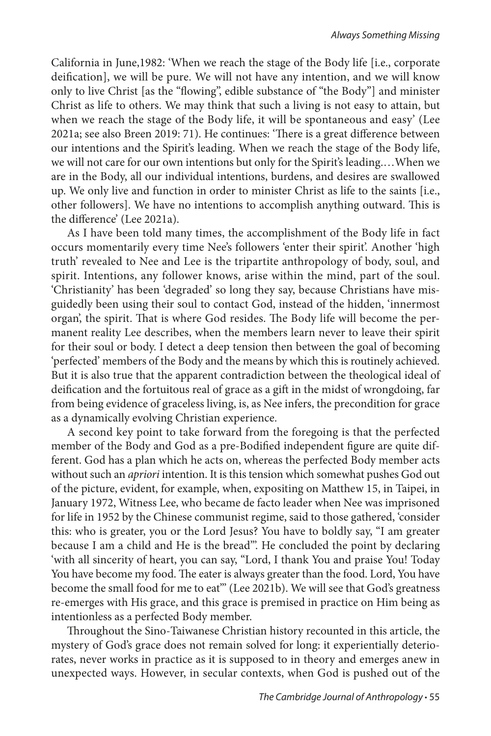California in June,1982: 'When we reach the stage of the Body life [i.e., corporate deification], we will be pure. We will not have any intention, and we will know only to live Christ [as the "flowing", edible substance of "the Body"] and minister Christ as life to others. We may think that such a living is not easy to attain, but when we reach the stage of the Body life, it will be spontaneous and easy' (Lee 2021a; see also Breen 2019: 71). He continues: 'There is a great difference between our intentions and the Spirit's leading. When we reach the stage of the Body life, we will not care for our own intentions but only for the Spirit's leading.…When we are in the Body, all our individual intentions, burdens, and desires are swallowed up. We only live and function in order to minister Christ as life to the saints [i.e., other followers]. We have no intentions to accomplish anything outward. This is the difference' (Lee 2021a).

As I have been told many times, the accomplishment of the Body life in fact occurs momentarily every time Nee's followers 'enter their spirit'. Another 'high truth' revealed to Nee and Lee is the tripartite anthropology of body, soul, and spirit. Intentions, any follower knows, arise within the mind, part of the soul. 'Christianity' has been 'degraded' so long they say, because Christians have misguidedly been using their soul to contact God, instead of the hidden, 'innermost organ', the spirit. That is where God resides. The Body life will become the permanent reality Lee describes, when the members learn never to leave their spirit for their soul or body. I detect a deep tension then between the goal of becoming 'perfected' members of the Body and the means by which this is routinely achieved. But it is also true that the apparent contradiction between the theological ideal of deification and the fortuitous real of grace as a gift in the midst of wrongdoing, far from being evidence of graceless living, is, as Nee infers, the precondition for grace as a dynamically evolving Christian experience.

A second key point to take forward from the foregoing is that the perfected member of the Body and God as a pre-Bodified independent figure are quite different. God has a plan which he acts on, whereas the perfected Body member acts without such an *apriori* intention. It is this tension which somewhat pushes God out of the picture, evident, for example, when, expositing on Matthew 15, in Taipei, in January 1972, Witness Lee, who became de facto leader when Nee was imprisoned for life in 1952 by the Chinese communist regime, said to those gathered, 'consider this: who is greater, you or the Lord Jesus? You have to boldly say, "I am greater because I am a child and He is the bread"'. He concluded the point by declaring 'with all sincerity of heart, you can say, "Lord, I thank You and praise You! Today You have become my food. The eater is always greater than the food. Lord, You have become the small food for me to eat"' (Lee 2021b). We will see that God's greatness re-emerges with His grace, and this grace is premised in practice on Him being as intentionless as a perfected Body member.

Throughout the Sino-Taiwanese Christian history recounted in this article, the mystery of God's grace does not remain solved for long: it experientially deteriorates, never works in practice as it is supposed to in theory and emerges anew in unexpected ways. However, in secular contexts, when God is pushed out of the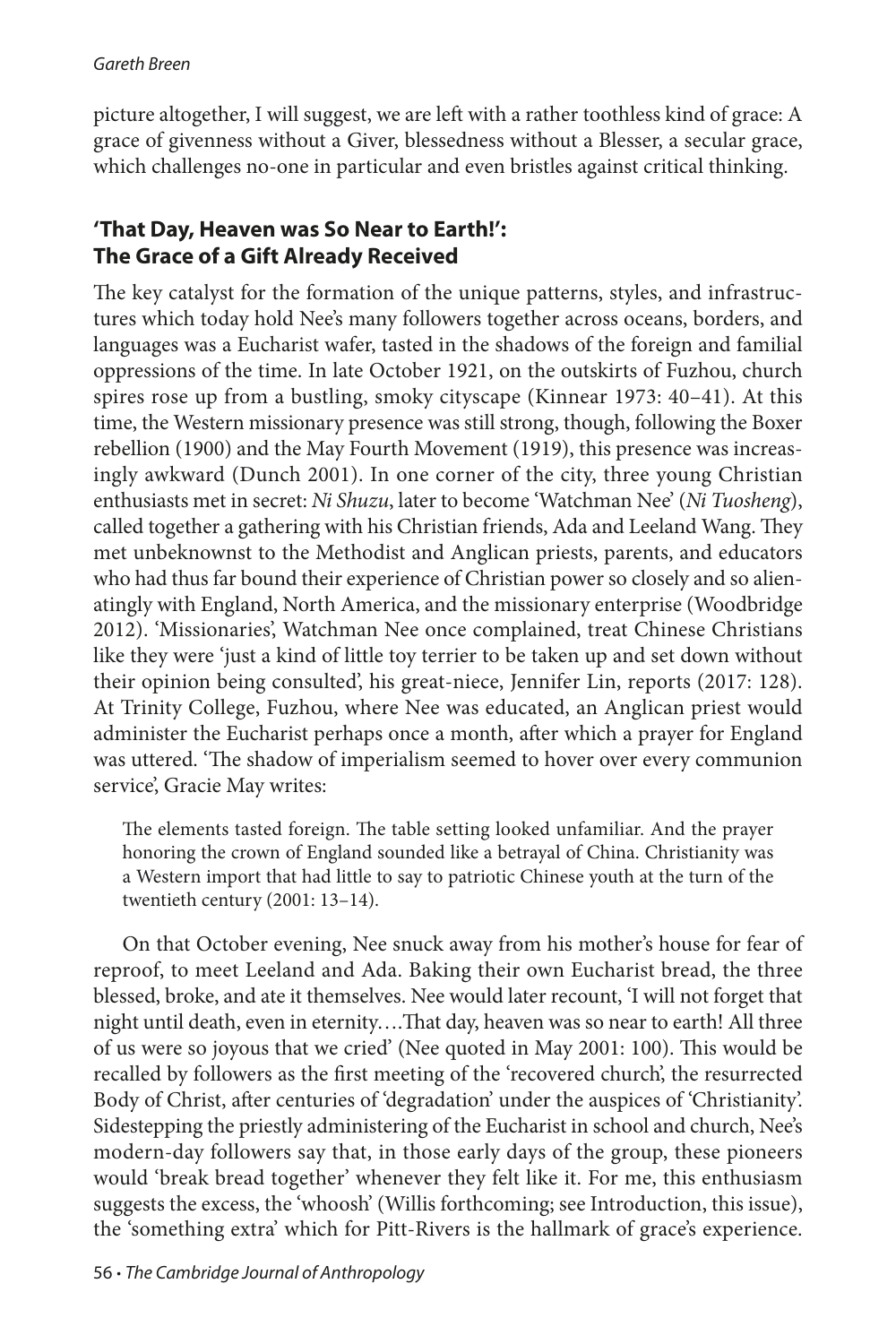picture altogether, I will suggest, we are left with a rather toothless kind of grace: A grace of givenness without a Giver, blessedness without a Blesser, a secular grace, which challenges no-one in particular and even bristles against critical thinking.

## 'That Day, Heaven was So Near to Earth!': The Grace of a Gift Already Received

The key catalyst for the formation of the unique patterns, styles, and infrastructures which today hold Nee's many followers together across oceans, borders, and languages was a Eucharist wafer, tasted in the shadows of the foreign and familial oppressions of the time. In late October 1921, on the outskirts of Fuzhou, church spires rose up from a bustling, smoky cityscape (Kinnear 1973: 40–41). At this time, the Western missionary presence was still strong, though, following the Boxer rebellion (1900) and the May Fourth Movement (1919), this presence was increasingly awkward (Dunch 2001). In one corner of the city, three young Christian enthusiasts met in secret: *Ni Shuzu*, later to become 'Watchman Nee' (*Ni Tuosheng*), called together a gathering with his Christian friends, Ada and Leeland Wang. They met unbeknownst to the Methodist and Anglican priests, parents, and educators who had thus far bound their experience of Christian power so closely and so alienatingly with England, North America, and the missionary enterprise (Woodbridge 2012). 'Missionaries', Watchman Nee once complained, treat Chinese Christians like they were 'just a kind of little toy terrier to be taken up and set down without their opinion being consulted', his great-niece, Jennifer Lin, reports (2017: 128). At Trinity College, Fuzhou, where Nee was educated, an Anglican priest would administer the Eucharist perhaps once a month, after which a prayer for England was uttered. 'The shadow of imperialism seemed to hover over every communion service', Gracie May writes:

> The elements tasted foreign. The table setting looked unfamiliar. And the prayer honoring the crown of England sounded like a betrayal of China. Christianity was a Western import that had little to say to patriotic Chinese youth at the turn of the twentieth century (2001: 13–14).

On that October evening, Nee snuck away from his mother's house for fear of reproof, to meet Leeland and Ada. Baking their own Eucharist bread, the three blessed, broke, and ate it themselves. Nee would later recount, 'I will not forget that night until death, even in eternity.…That day, heaven was so near to earth! All three of us were so joyous that we cried' (Nee quoted in May 2001: 100). This would be recalled by followers as the first meeting of the 'recovered church', the resurrected Body of Christ, after centuries of 'degradation' under the auspices of 'Christianity'. Sidestepping the priestly administering of the Eucharist in school and church, Nee's modern-day followers say that, in those early days of the group, these pioneers would 'break bread together' whenever they felt like it. For me, this enthusiasm suggests the excess, the 'whoosh' (Willis forthcoming; see Introduction, this issue), the 'something extra' which for Pitt-Rivers is the hallmark of grace's experience.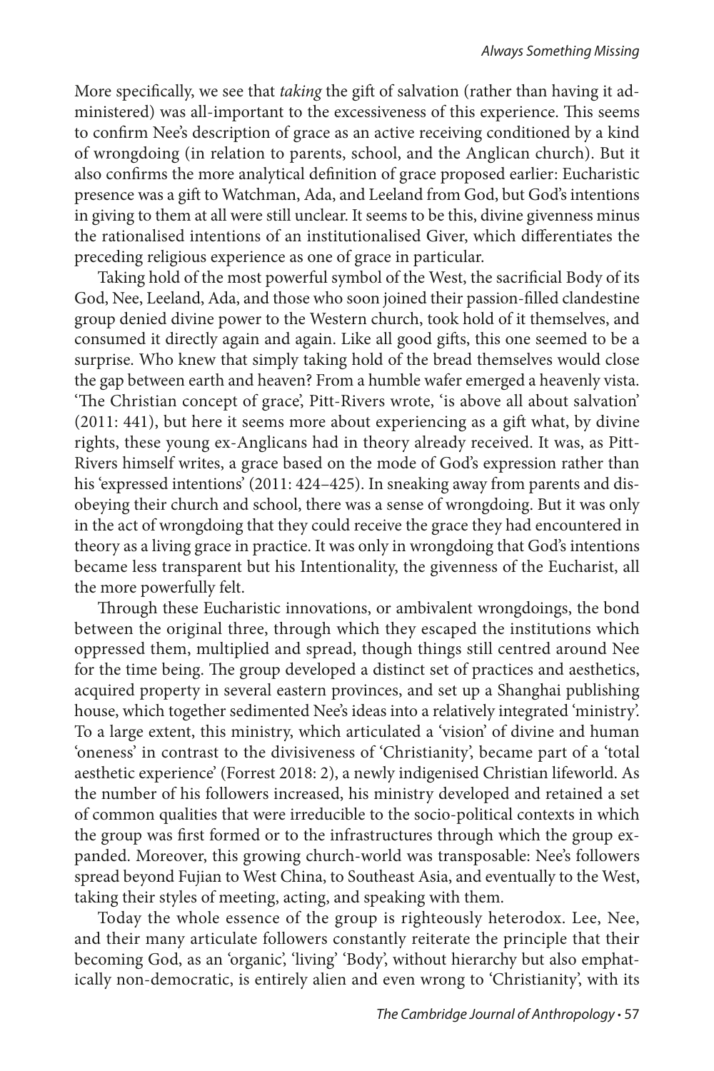More specifically, we see that *taking* the gift of salvation (rather than having it administered) was all-important to the excessiveness of this experience. This seems to confirm Nee's description of grace as an active receiving conditioned by a kind of wrongdoing (in relation to parents, school, and the Anglican church). But it also confirms the more analytical definition of grace proposed earlier: Eucharistic presence was a gift to Watchman, Ada, and Leeland from God, but God's intentions in giving to them at all were still unclear. It seems to be this, divine givenness minus the rationalised intentions of an institutionalised Giver, which differentiates the preceding religious experience as one of grace in particular.

Taking hold of the most powerful symbol of the West, the sacrificial Body of its God, Nee, Leeland, Ada, and those who soon joined their passion-filled clandestine group denied divine power to the Western church, took hold of it themselves, and consumed it directly again and again. Like all good gifts, this one seemed to be a surprise. Who knew that simply taking hold of the bread themselves would close the gap between earth and heaven? From a humble wafer emerged a heavenly vista. 'The Christian concept of grace', Pitt-Rivers wrote, 'is above all about salvation' (2011: 441), but here it seems more about experiencing as a gift what, by divine rights, these young ex-Anglicans had in theory already received. It was, as Pitt-Rivers himself writes, a grace based on the mode of God's expression rather than his 'expressed intentions' (2011: 424–425). In sneaking away from parents and disobeying their church and school, there was a sense of wrongdoing. But it was only in the act of wrongdoing that they could receive the grace they had encountered in theory as a living grace in practice. It was only in wrongdoing that God's intentions became less transparent but his Intentionality, the givenness of the Eucharist, all the more powerfully felt.

Through these Eucharistic innovations, or ambivalent wrongdoings, the bond between the original three, through which they escaped the institutions which oppressed them, multiplied and spread, though things still centred around Nee for the time being. The group developed a distinct set of practices and aesthetics, acquired property in several eastern provinces, and set up a Shanghai publishing house, which together sedimented Nee's ideas into a relatively integrated 'ministry'. To a large extent, this ministry, which articulated a 'vision' of divine and human 'oneness' in contrast to the divisiveness of 'Christianity', became part of a 'total aesthetic experience' (Forrest 2018: 2), a newly indigenised Christian lifeworld. As the number of his followers increased, his ministry developed and retained a set of common qualities that were irreducible to the socio-political contexts in which the group was first formed or to the infrastructures through which the group expanded. Moreover, this growing church-world was transposable: Nee's followers spread beyond Fujian to West China, to Southeast Asia, and eventually to the West, taking their styles of meeting, acting, and speaking with them.

Today the whole essence of the group is righteously heterodox. Lee, Nee, and their many articulate followers constantly reiterate the principle that their becoming God, as an 'organic', 'living' 'Body', without hierarchy but also emphatically non-democratic, is entirely alien and even wrong to 'Christianity', with its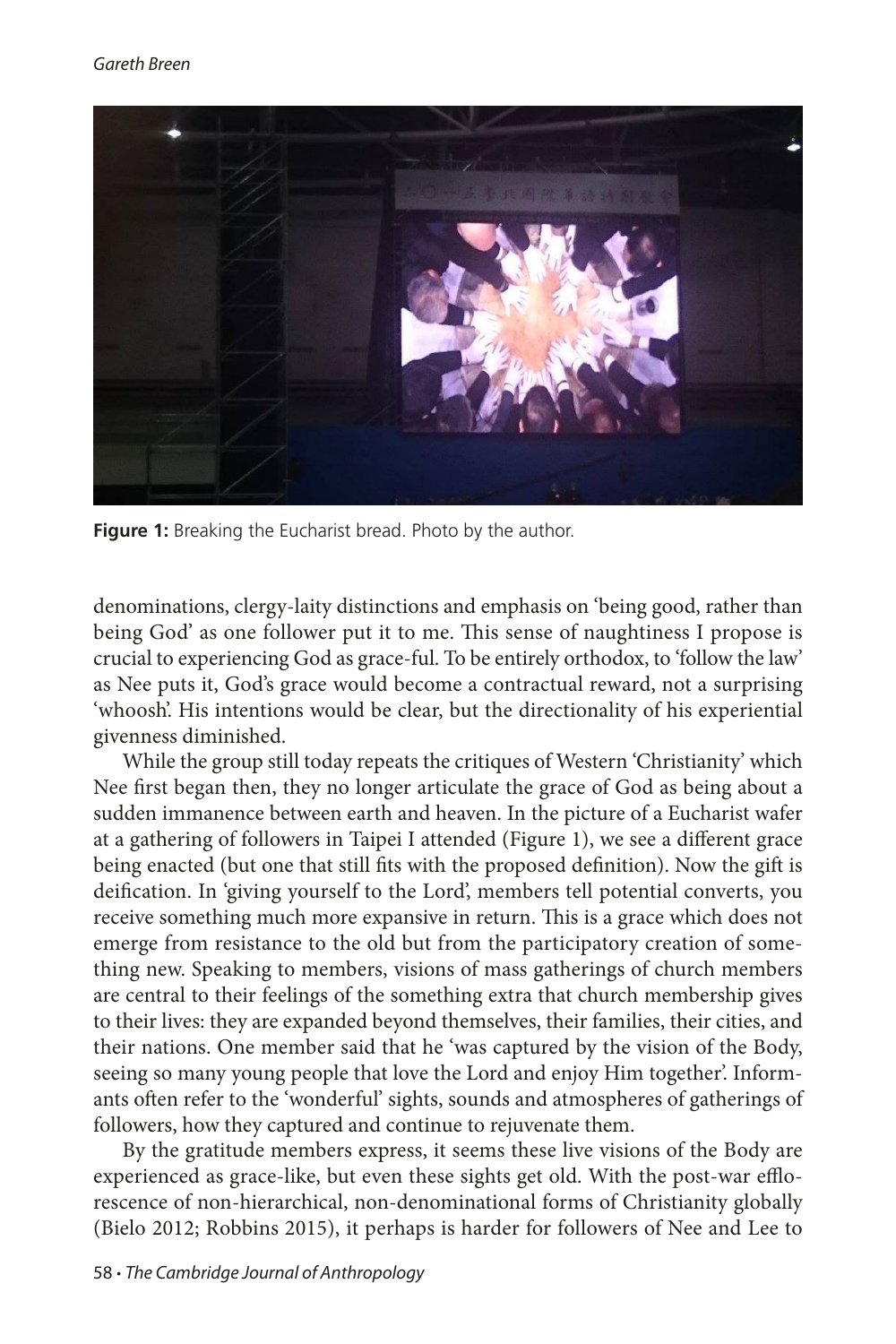Figure 1: Breaking the Eucharist bread. Photo by the author.

denominations, clergy-laity distinctions and emphasis on 'being good, rather than being God' as one follower put it to me. This sense of naughtiness I propose is crucial to experiencing God as grace-ful. To be entirely orthodox, to 'follow the law' as Nee puts it, God's grace would become a contractual reward, not a surprising 'whoosh'. His intentions would be clear, but the directionality of his experiential givenness diminished.

While the group still today repeats the critiques of Western 'Christianity' which Nee first began then, they no longer articulate the grace of God as being about a sudden immanence between earth and heaven. In the picture of a Eucharist wafer at a gathering of followers in Taipei I attended (Figure 1), we see a different grace being enacted (but one that still fits with the proposed definition). Now the gift is deification. In 'giving yourself to the Lord', members tell potential converts, you receive something much more expansive in return. This is a grace which does not emerge from resistance to the old but from the participatory creation of something new. Speaking to members, visions of mass gatherings of church members are central to their feelings of the something extra that church membership gives to their lives: they are expanded beyond themselves, their families, their cities, and their nations. One member said that he 'was captured by the vision of the Body, seeing so many young people that love the Lord and enjoy Him together'. Informants often refer to the 'wonderful' sights, sounds and atmospheres of gatherings of followers, how they captured and continue to rejuvenate them.

By the gratitude members express, it seems these live visions of the Body are experienced as grace-like, but even these sights get old. With the post-war efflorescence of non-hierarchical, non-denominational forms of Christianity globally (Bielo 2012; Robbins 2015), it perhaps is harder for followers of Nee and Lee to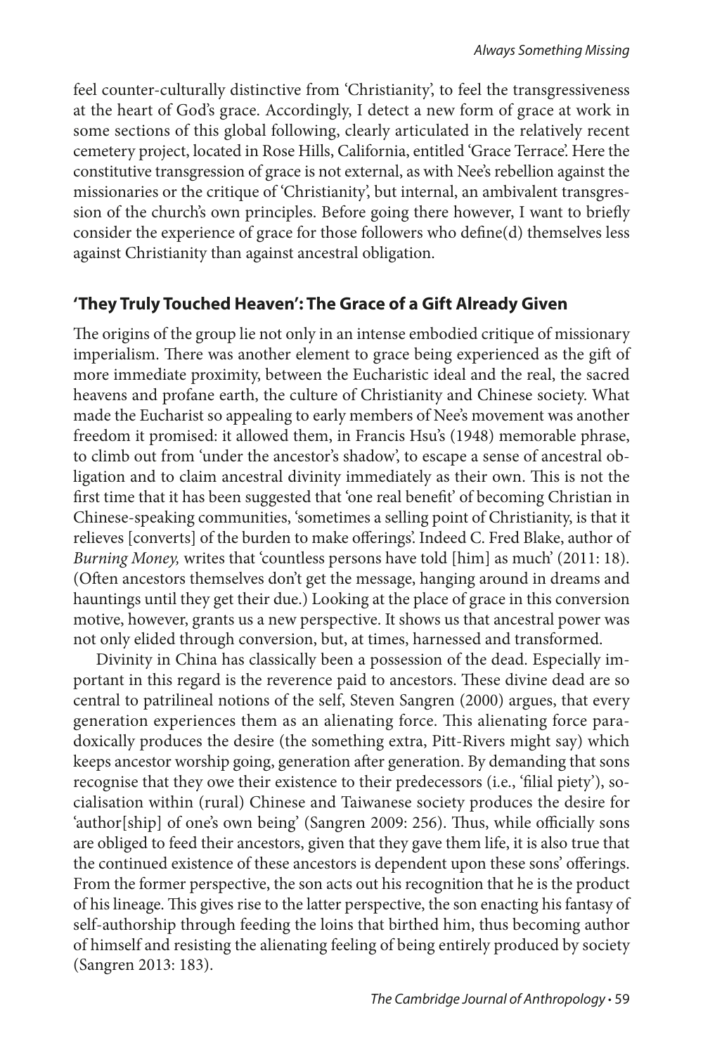feel counter-culturally distinctive from 'Christianity', to feel the transgressiveness at the heart of God's grace. Accordingly, I detect a new form of grace at work in some sections of this global following, clearly articulated in the relatively recent cemetery project, located in Rose Hills, California, entitled 'Grace Terrace'. Here the constitutive transgression of grace is not external, as with Nee's rebellion against the missionaries or the critique of 'Christianity', but internal, an ambivalent transgression of the church's own principles. Before going there however, I want to briefly consider the experience of grace for those followers who define(d) themselves less against Christianity than against ancestral obligation.

## 'They Truly Touched Heaven': The Grace of a Gift Already Given

The origins of the group lie not only in an intense embodied critique of missionary imperialism. There was another element to grace being experienced as the gift of more immediate proximity, between the Eucharistic ideal and the real, the sacred heavens and profane earth, the culture of Christianity and Chinese society. What made the Eucharist so appealing to early members of Nee's movement was another freedom it promised: it allowed them, in Francis Hsu's (1948) memorable phrase, to climb out from 'under the ancestor's shadow', to escape a sense of ancestral obligation and to claim ancestral divinity immediately as their own. This is not the first time that it has been suggested that 'one real benefit' of becoming Christian in Chinese-speaking communities, 'sometimes a selling point of Christianity, is that it relieves [converts] of the burden to make offerings'. Indeed C. Fred Blake, author of *Burning Money,* writes that 'countless persons have told [him] as much' (2011: 18). (Often ancestors themselves don't get the message, hanging around in dreams and hauntings until they get their due.) Looking at the place of grace in this conversion motive, however, grants us a new perspective. It shows us that ancestral power was not only elided through conversion, but, at times, harnessed and transformed.

Divinity in China has classically been a possession of the dead. Especially important in this regard is the reverence paid to ancestors. These divine dead are so central to patrilineal notions of the self, Steven Sangren (2000) argues, that every generation experiences them as an alienating force. This alienating force paradoxically produces the desire (the something extra, Pitt-Rivers might say) which keeps ancestor worship going, generation after generation. By demanding that sons recognise that they owe their existence to their predecessors (i.e., 'filial piety'), socialisation within (rural) Chinese and Taiwanese society produces the desire for 'author[ship] of one's own being' (Sangren 2009: 256). Thus, while officially sons are obliged to feed their ancestors, given that they gave them life, it is also true that the continued existence of these ancestors is dependent upon these sons' offerings. From the former perspective, the son acts out his recognition that he is the product of his lineage. This gives rise to the latter perspective, the son enacting his fantasy of self-authorship through feeding the loins that birthed him, thus becoming author of himself and resisting the alienating feeling of being entirely produced by society (Sangren 2013: 183).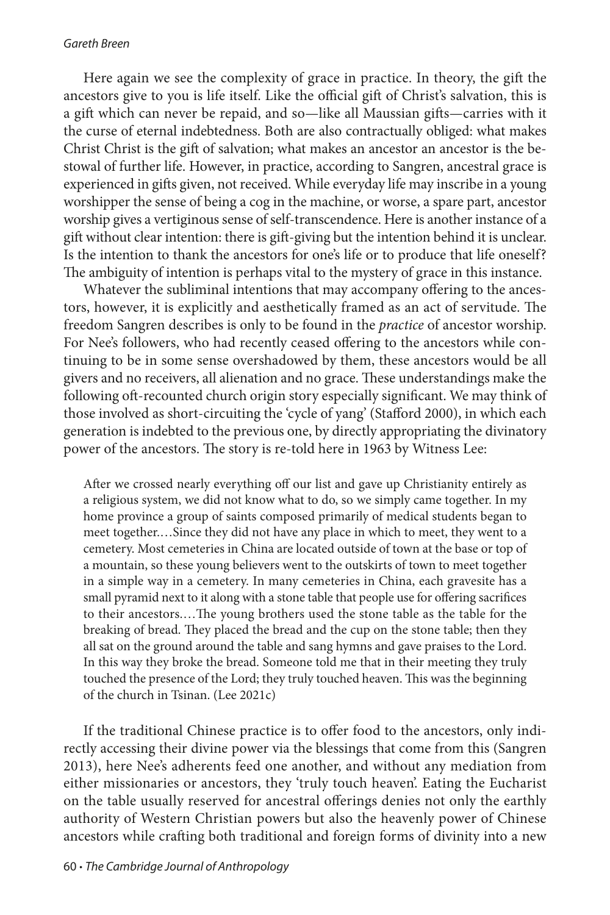Here again we see the complexity of grace in practice. In theory, the gift the ancestors give to you is life itself. Like the official gift of Christ's salvation, this is a gift which can never be repaid, and so—like all Maussian gifts—carries with it the curse of eternal indebtedness. Both are also contractually obliged: what makes Christ Christ is the gift of salvation; what makes an ancestor an ancestor is the bestowal of further life. However, in practice, according to Sangren, ancestral grace is experienced in gifts given, not received. While everyday life may inscribe in a young worshipper the sense of being a cog in the machine, or worse, a spare part, ancestor worship gives a vertiginous sense of self-transcendence. Here is another instance of a gift without clear intention: there is gift-giving but the intention behind it is unclear. Is the intention to thank the ancestors for one's life or to produce that life oneself? The ambiguity of intention is perhaps vital to the mystery of grace in this instance.

Whatever the subliminal intentions that may accompany offering to the ancestors, however, it is explicitly and aesthetically framed as an act of servitude. The freedom Sangren describes is only to be found in the *practice* of ancestor worship. For Nee's followers, who had recently ceased offering to the ancestors while continuing to be in some sense overshadowed by them, these ancestors would be all givers and no receivers, all alienation and no grace. These understandings make the following oft-recounted church origin story especially significant. We may think of those involved as short-circuiting the 'cycle of yang' (Stafford 2000), in which each generation is indebted to the previous one, by directly appropriating the divinatory power of the ancestors. The story is re-told here in 1963 by Witness Lee:

> After we crossed nearly everything off our list and gave up Christianity entirely as a religious system, we did not know what to do, so we simply came together. In my home province a group of saints composed primarily of medical students began to meet together.…Since they did not have any place in which to meet, they went to a cemetery. Most cemeteries in China are located outside of town at the base or top of a mountain, so these young believers went to the outskirts of town to meet together in a simple way in a cemetery. In many cemeteries in China, each gravesite has a small pyramid next to it along with a stone table that people use for offering sacrifices to their ancestors.…The young brothers used the stone table as the table for the breaking of bread. They placed the bread and the cup on the stone table; then they all sat on the ground around the table and sang hymns and gave praises to the Lord. In this way they broke the bread. Someone told me that in their meeting they truly touched the presence of the Lord; they truly touched heaven. This was the beginning of the church in Tsinan. (Lee 2021c)

If the traditional Chinese practice is to offer food to the ancestors, only indirectly accessing their divine power via the blessings that come from this (Sangren 2013), here Nee's adherents feed one another, and without any mediation from either missionaries or ancestors, they 'truly touch heaven'. Eating the Eucharist on the table usually reserved for ancestral offerings denies not only the earthly authority of Western Christian powers but also the heavenly power of Chinese ancestors while crafting both traditional and foreign forms of divinity into a new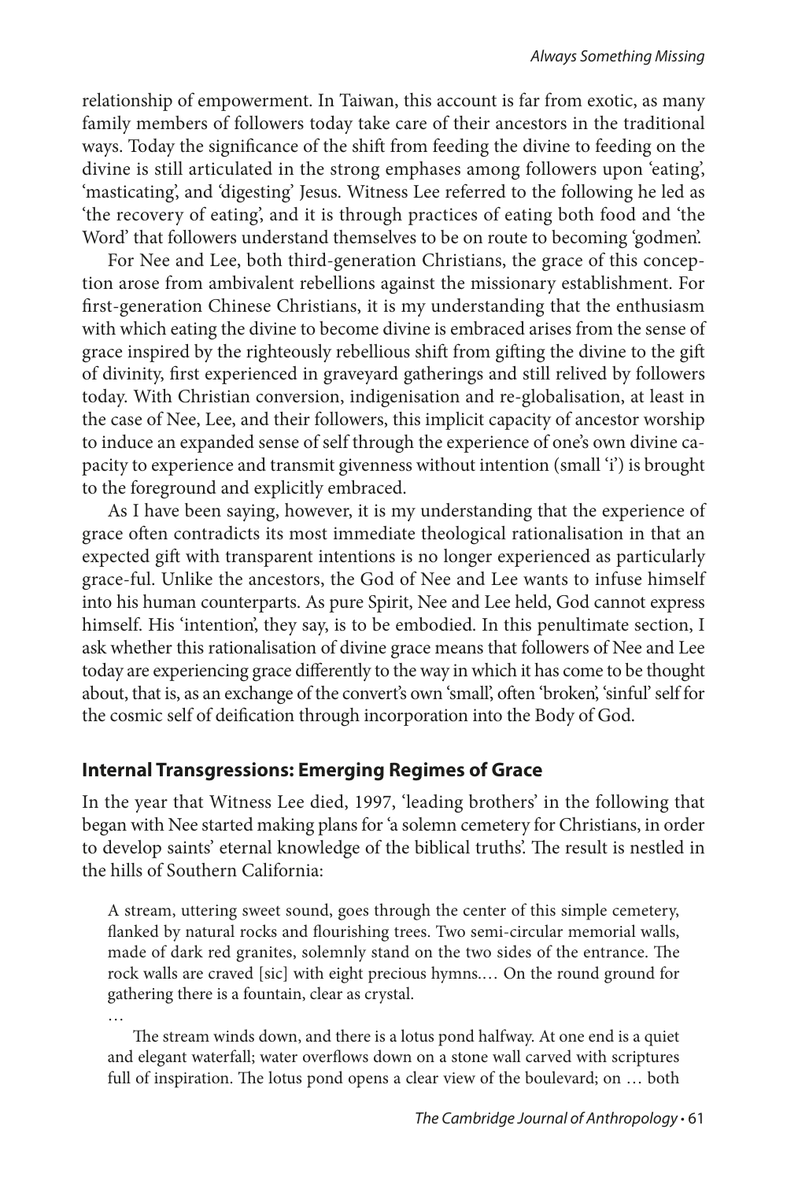relationship of empowerment. In Taiwan, this account is far from exotic, as many family members of followers today take care of their ancestors in the traditional ways. Today the significance of the shift from feeding the divine to feeding on the divine is still articulated in the strong emphases among followers upon 'eating', 'masticating', and 'digesting' Jesus. Witness Lee referred to the following he led as 'the recovery of eating', and it is through practices of eating both food and 'the Word' that followers understand themselves to be on route to becoming 'godmen'.

For Nee and Lee, both third-generation Christians, the grace of this conception arose from ambivalent rebellions against the missionary establishment. For first-generation Chinese Christians, it is my understanding that the enthusiasm with which eating the divine to become divine is embraced arises from the sense of grace inspired by the righteously rebellious shift from gifting the divine to the gift of divinity, first experienced in graveyard gatherings and still relived by followers today. With Christian conversion, indigenisation and re-globalisation, at least in the case of Nee, Lee, and their followers, this implicit capacity of ancestor worship to induce an expanded sense of self through the experience of one's own divine capacity to experience and transmit givenness without intention (small 'i') is brought to the foreground and explicitly embraced.

As I have been saying, however, it is my understanding that the experience of grace often contradicts its most immediate theological rationalisation in that an expected gift with transparent intentions is no longer experienced as particularly grace-ful. Unlike the ancestors, the God of Nee and Lee wants to infuse himself into his human counterparts. As pure Spirit, Nee and Lee held, God cannot express himself. His 'intention', they say, is to be embodied. In this penultimate section, I ask whether this rationalisation of divine grace means that followers of Nee and Lee today are experiencing grace differently to the way in which it has come to be thought about, that is, as an exchange of the convert's own 'small', often 'broken', 'sinful' self for the cosmic self of deification through incorporation into the Body of God.

## Internal Transgressions: Emerging Regimes of Grace

In the year that Witness Lee died, 1997, 'leading brothers' in the following that began with Nee started making plans for 'a solemn cemetery for Christians, in order to develop saints' eternal knowledge of the biblical truths'. The result is nestled in the hills of Southern California:

> A stream, uttering sweet sound, goes through the center of this simple cemetery, flanked by natural rocks and flourishing trees. Two semi-circular memorial walls, made of dark red granites, solemnly stand on the two sides of the entrance. The rock walls are craved [sic] with eight precious hymns.… On the round ground for gathering there is a fountain, clear as crystal.
>
> …
>
> The stream winds down, and there is a lotus pond halfway. At one end is a quiet and elegant waterfall; water overflows down on a stone wall carved with scriptures full of inspiration. The lotus pond opens a clear view of the boulevard; on … both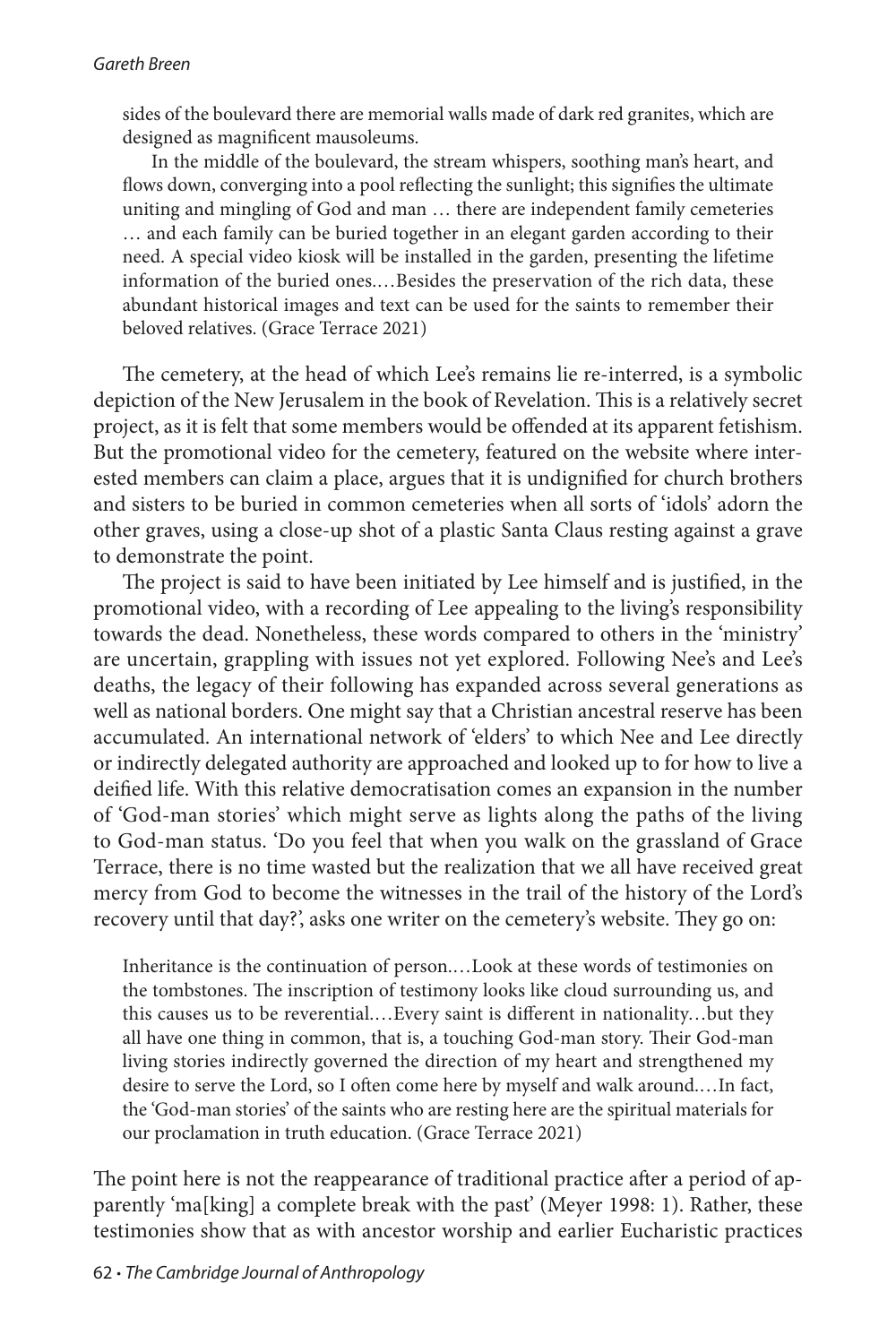> sides of the boulevard there are memorial walls made of dark red granites, which are designed as magnificent mausoleums.
>
> In the middle of the boulevard, the stream whispers, soothing man's heart, and flows down, converging into a pool reflecting the sunlight; this signifies the ultimate uniting and mingling of God and man … there are independent family cemeteries … and each family can be buried together in an elegant garden according to their need. A special video kiosk will be installed in the garden, presenting the lifetime information of the buried ones.…Besides the preservation of the rich data, these abundant historical images and text can be used for the saints to remember their beloved relatives. (Grace Terrace 2021)

The cemetery, at the head of which Lee's remains lie re-interred, is a symbolic depiction of the New Jerusalem in the book of Revelation. This is a relatively secret project, as it is felt that some members would be offended at its apparent fetishism. But the promotional video for the cemetery, featured on the website where interested members can claim a place, argues that it is undignified for church brothers and sisters to be buried in common cemeteries when all sorts of 'idols' adorn the other graves, using a close-up shot of a plastic Santa Claus resting against a grave to demonstrate the point.

The project is said to have been initiated by Lee himself and is justified, in the promotional video, with a recording of Lee appealing to the living's responsibility towards the dead. Nonetheless, these words compared to others in the 'ministry' are uncertain, grappling with issues not yet explored. Following Nee's and Lee's deaths, the legacy of their following has expanded across several generations as well as national borders. One might say that a Christian ancestral reserve has been accumulated. An international network of 'elders' to which Nee and Lee directly or indirectly delegated authority are approached and looked up to for how to live a deified life. With this relative democratisation comes an expansion in the number of 'God-man stories' which might serve as lights along the paths of the living to God-man status. 'Do you feel that when you walk on the grassland of Grace Terrace, there is no time wasted but the realization that we all have received great mercy from God to become the witnesses in the trail of the history of the Lord's recovery until that day?', asks one writer on the cemetery's website. They go on:

> Inheritance is the continuation of person.…Look at these words of testimonies on the tombstones. The inscription of testimony looks like cloud surrounding us, and this causes us to be reverential.…Every saint is different in nationality…but they all have one thing in common, that is, a touching God-man story. Their God-man living stories indirectly governed the direction of my heart and strengthened my desire to serve the Lord, so I often come here by myself and walk around.…In fact, the 'God-man stories' of the saints who are resting here are the spiritual materials for our proclamation in truth education. (Grace Terrace 2021)

The point here is not the reappearance of traditional practice after a period of apparently 'ma[king] a complete break with the past' (Meyer 1998: 1). Rather, these testimonies show that as with ancestor worship and earlier Eucharistic practices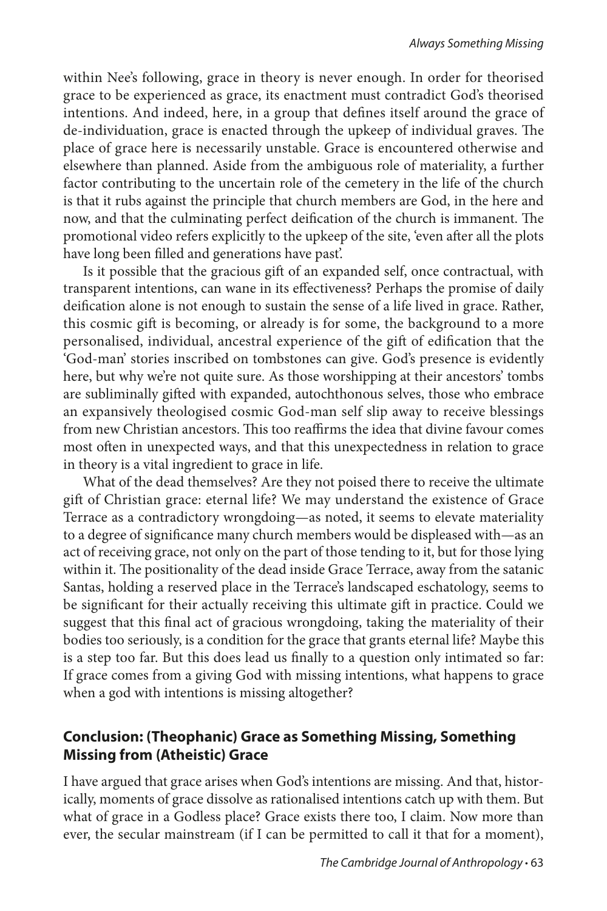within Nee's following, grace in theory is never enough. In order for theorised grace to be experienced as grace, its enactment must contradict God's theorised intentions. And indeed, here, in a group that defines itself around the grace of de-individuation, grace is enacted through the upkeep of individual graves. The place of grace here is necessarily unstable. Grace is encountered otherwise and elsewhere than planned. Aside from the ambiguous role of materiality, a further factor contributing to the uncertain role of the cemetery in the life of the church is that it rubs against the principle that church members are God, in the here and now, and that the culminating perfect deification of the church is immanent. The promotional video refers explicitly to the upkeep of the site, 'even after all the plots have long been filled and generations have past'.

Is it possible that the gracious gift of an expanded self, once contractual, with transparent intentions, can wane in its effectiveness? Perhaps the promise of daily deification alone is not enough to sustain the sense of a life lived in grace. Rather, this cosmic gift is becoming, or already is for some, the background to a more personalised, individual, ancestral experience of the gift of edification that the 'God-man' stories inscribed on tombstones can give. God's presence is evidently here, but why we're not quite sure. As those worshipping at their ancestors' tombs are subliminally gifted with expanded, autochthonous selves, those who embrace an expansively theologised cosmic God-man self slip away to receive blessings from new Christian ancestors. This too reaffirms the idea that divine favour comes most often in unexpected ways, and that this unexpectedness in relation to grace in theory is a vital ingredient to grace in life.

What of the dead themselves? Are they not poised there to receive the ultimate gift of Christian grace: eternal life? We may understand the existence of Grace Terrace as a contradictory wrongdoing—as noted, it seems to elevate materiality to a degree of significance many church members would be displeased with—as an act of receiving grace, not only on the part of those tending to it, but for those lying within it. The positionality of the dead inside Grace Terrace, away from the satanic Santas, holding a reserved place in the Terrace's landscaped eschatology, seems to be significant for their actually receiving this ultimate gift in practice. Could we suggest that this final act of gracious wrongdoing, taking the materiality of their bodies too seriously, is a condition for the grace that grants eternal life? Maybe this is a step too far. But this does lead us finally to a question only intimated so far: If grace comes from a giving God with missing intentions, what happens to grace when a god with intentions is missing altogether?

## Conclusion: (Theophanic) Grace as Something Missing, Something Missing from (Atheistic) Grace

I have argued that grace arises when God's intentions are missing. And that, historically, moments of grace dissolve as rationalised intentions catch up with them. But what of grace in a Godless place? Grace exists there too, I claim. Now more than ever, the secular mainstream (if I can be permitted to call it that for a moment),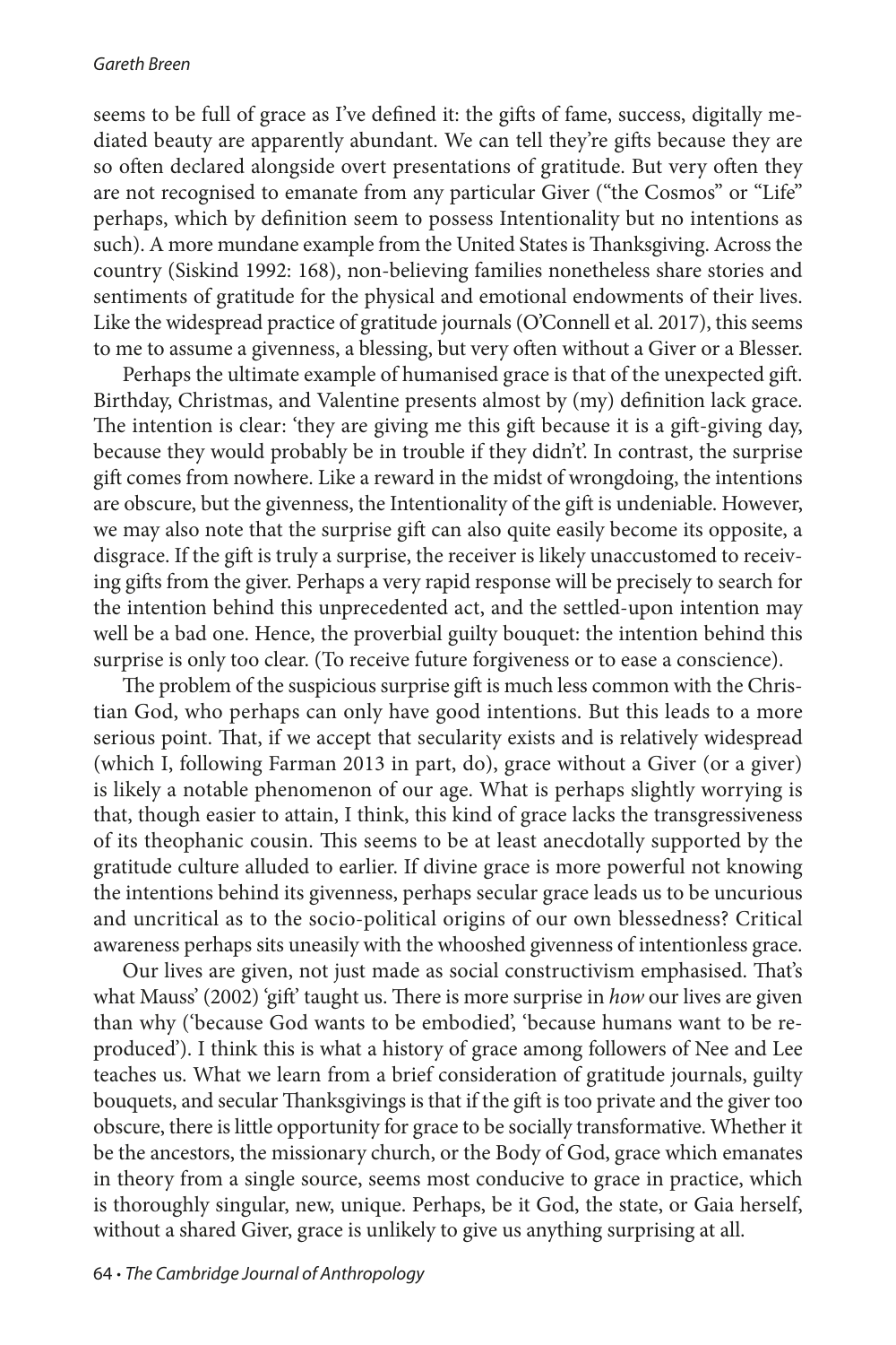seems to be full of grace as I've defined it: the gifts of fame, success, digitally mediated beauty are apparently abundant. We can tell they're gifts because they are so often declared alongside overt presentations of gratitude. But very often they are not recognised to emanate from any particular Giver ("the Cosmos" or "Life" perhaps, which by definition seem to possess Intentionality but no intentions as such). A more mundane example from the United States is Thanksgiving. Across the country (Siskind 1992: 168), non-believing families nonetheless share stories and sentiments of gratitude for the physical and emotional endowments of their lives. Like the widespread practice of gratitude journals (O'Connell et al. 2017), this seems to me to assume a givenness, a blessing, but very often without a Giver or a Blesser.

Perhaps the ultimate example of humanised grace is that of the unexpected gift. Birthday, Christmas, and Valentine presents almost by (my) definition lack grace. The intention is clear: 'they are giving me this gift because it is a gift-giving day, because they would probably be in trouble if they didn't'. In contrast, the surprise gift comes from nowhere. Like a reward in the midst of wrongdoing, the intentions are obscure, but the givenness, the Intentionality of the gift is undeniable. However, we may also note that the surprise gift can also quite easily become its opposite, a disgrace. If the gift is truly a surprise, the receiver is likely unaccustomed to receiving gifts from the giver. Perhaps a very rapid response will be precisely to search for the intention behind this unprecedented act, and the settled-upon intention may well be a bad one. Hence, the proverbial guilty bouquet: the intention behind this surprise is only too clear. (To receive future forgiveness or to ease a conscience).

The problem of the suspicious surprise gift is much less common with the Christian God, who perhaps can only have good intentions. But this leads to a more serious point. That, if we accept that secularity exists and is relatively widespread (which I, following Farman 2013 in part, do), grace without a Giver (or a giver) is likely a notable phenomenon of our age. What is perhaps slightly worrying is that, though easier to attain, I think, this kind of grace lacks the transgressiveness of its theophanic cousin. This seems to be at least anecdotally supported by the gratitude culture alluded to earlier. If divine grace is more powerful not knowing the intentions behind its givenness, perhaps secular grace leads us to be uncurious and uncritical as to the socio-political origins of our own blessedness? Critical awareness perhaps sits uneasily with the whooshed givenness of intentionless grace.

Our lives are given, not just made as social constructivism emphasised. That's what Mauss' (2002) 'gift' taught us. There is more surprise in *how* our lives are given than why ('because God wants to be embodied', 'because humans want to be reproduced'). I think this is what a history of grace among followers of Nee and Lee teaches us. What we learn from a brief consideration of gratitude journals, guilty bouquets, and secular Thanksgivings is that if the gift is too private and the giver too obscure, there is little opportunity for grace to be socially transformative. Whether it be the ancestors, the missionary church, or the Body of God, grace which emanates in theory from a single source, seems most conducive to grace in practice, which is thoroughly singular, new, unique. Perhaps, be it God, the state, or Gaia herself, without a shared Giver, grace is unlikely to give us anything surprising at all.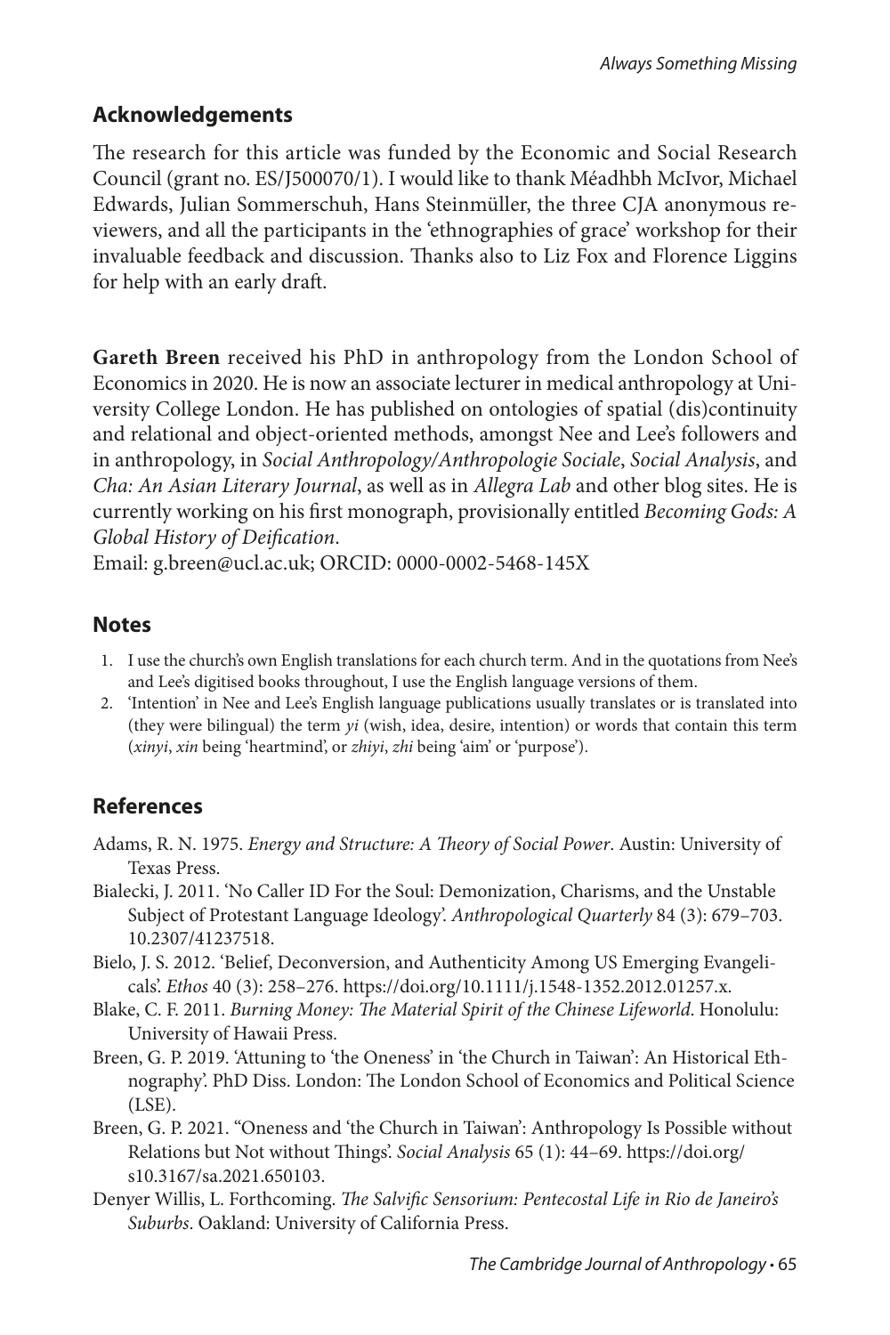## Acknowledgements

The research for this article was funded by the Economic and Social Research Council (grant no. ES/J500070/1). I would like to thank Méadhbh McIvor, Michael Edwards, Julian Sommerschuh, Hans Steinmüller, the three CJA anonymous reviewers, and all the participants in the 'ethnographies of grace' workshop for their invaluable feedback and discussion. Thanks also to Liz Fox and Florence Liggins for help with an early draft.

**Gareth Breen** received his PhD in anthropology from the London School of Economics in 2020. He is now an associate lecturer in medical anthropology at University College London. He has published on ontologies of spatial (dis)continuity and relational and object-oriented methods, amongst Nee and Lee's followers and in anthropology, in *Social Anthropology/Anthropologie Sociale*, *Social Analysis*, and *Cha: An Asian Literary Journal*, as well as in *Allegra Lab* and other blog sites. He is currently working on his first monograph, provisionally entitled *Becoming Gods: A Global History of Deification*.
Email: g.breen@ucl.ac.uk; ORCID: 0000-0002-5468-145X

## Notes

1. I use the church's own English translations for each church term. And in the quotations from Nee's and Lee's digitised books throughout, I use the English language versions of them.
2. 'Intention' in Nee and Lee's English language publications usually translates or is translated into (they were bilingual) the term *yi* (wish, idea, desire, intention) or words that contain this term (*xinyi*, *xin* being 'heartmind', or *zhiyi*, *zhi* being 'aim' or 'purpose').

## References

Adams, R. N. 1975. *Energy and Structure: A Theory of Social Power*. Austin: University of Texas Press.

Bialecki, J. 2011. 'No Caller ID For the Soul: Demonization, Charisms, and the Unstable Subject of Protestant Language Ideology'. *Anthropological Quarterly* 84 (3): 679–703. 10.2307/41237518.

Bielo, J. S. 2012. 'Belief, Deconversion, and Authenticity Among US Emerging Evangelicals'. *Ethos* 40 (3): 258–276. https://doi.org/10.1111/j.1548-1352.2012.01257.x.

Blake, C. F. 2011. *Burning Money: The Material Spirit of the Chinese Lifeworld*. Honolulu: University of Hawaii Press.

Breen, G. P. 2019. 'Attuning to 'the Oneness' in 'the Church in Taiwan': An Historical Ethnography'. PhD Diss. London: The London School of Economics and Political Science (LSE).

Breen, G. P. 2021. "Oneness and 'the Church in Taiwan': Anthropology Is Possible without Relations but Not without Things'. *Social Analysis* 65 (1): 44–69. https://doi.org/s10.3167/sa.2021.650103.

Denyer Willis, L. Forthcoming. *The Salvific Sensorium: Pentecostal Life in Rio de Janeiro's Suburbs*. Oakland: University of California Press.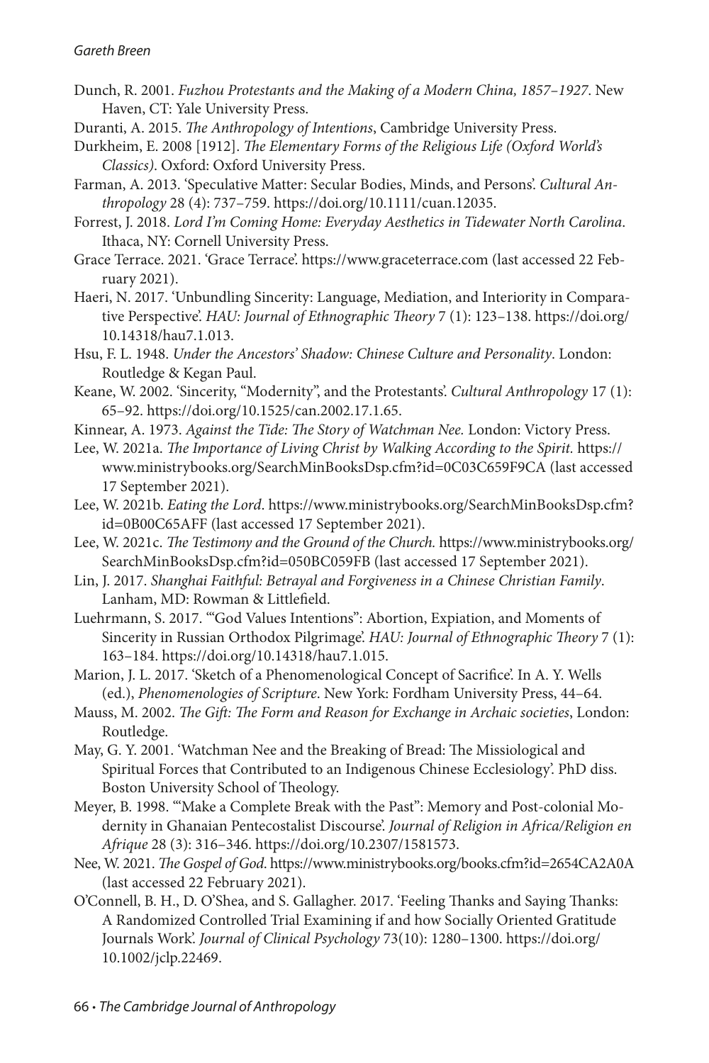Dunch, R. 2001. *Fuzhou Protestants and the Making of a Modern China, 1857–1927*. New Haven, CT: Yale University Press.

Duranti, A. 2015. *The Anthropology of Intentions*, Cambridge University Press.

Durkheim, E. 2008 [1912]. *The Elementary Forms of the Religious Life (Oxford World's Classics)*. Oxford: Oxford University Press.

Farman, A. 2013. 'Speculative Matter: Secular Bodies, Minds, and Persons'. *Cultural Anthropology* 28 (4): 737–759. https://doi.org/10.1111/cuan.12035.

Forrest, J. 2018. *Lord I'm Coming Home: Everyday Aesthetics in Tidewater North Carolina*. Ithaca, NY: Cornell University Press.

Grace Terrace. 2021. 'Grace Terrace'. https://www.graceterrace.com (last accessed 22 February 2021).

Haeri, N. 2017. 'Unbundling Sincerity: Language, Mediation, and Interiority in Comparative Perspective'. *HAU: Journal of Ethnographic Theory* 7 (1): 123–138. https://doi.org/10.14318/hau7.1.013.

Hsu, F. L. 1948. *Under the Ancestors' Shadow: Chinese Culture and Personality*. London: Routledge & Kegan Paul.

Keane, W. 2002. 'Sincerity, "Modernity", and the Protestants'. *Cultural Anthropology* 17 (1): 65–92. https://doi.org/10.1525/can.2002.17.1.65.

Kinnear, A. 1973. *Against the Tide: The Story of Watchman Nee.* London: Victory Press.

Lee, W. 2021a. *The Importance of Living Christ by Walking According to the Spirit.* https://www.ministrybooks.org/SearchMinBooksDsp.cfm?id=0C03C659F9CA (last accessed 17 September 2021).

Lee, W. 2021b. *Eating the Lord*. https://www.ministrybooks.org/SearchMinBooksDsp.cfm?id=0B00C65AFF (last accessed 17 September 2021).

Lee, W. 2021c. *The Testimony and the Ground of the Church.* https://www.ministrybooks.org/SearchMinBooksDsp.cfm?id=050BC059FB (last accessed 17 September 2021).

Lin, J. 2017. *Shanghai Faithful: Betrayal and Forgiveness in a Chinese Christian Family*. Lanham, MD: Rowman & Littlefield.

Luehrmann, S. 2017. '"God Values Intentions": Abortion, Expiation, and Moments of Sincerity in Russian Orthodox Pilgrimage'. *HAU: Journal of Ethnographic Theory* 7 (1): 163–184. https://doi.org/10.14318/hau7.1.015.

Marion, J. L. 2017. 'Sketch of a Phenomenological Concept of Sacrifice'. In A. Y. Wells (ed.), *Phenomenologies of Scripture*. New York: Fordham University Press, 44–64.

Mauss, M. 2002. *The Gift: The Form and Reason for Exchange in Archaic societies*, London: Routledge.

May, G. Y. 2001. 'Watchman Nee and the Breaking of Bread: The Missiological and Spiritual Forces that Contributed to an Indigenous Chinese Ecclesiology'. PhD diss. Boston University School of Theology.

Meyer, B. 1998. '"Make a Complete Break with the Past": Memory and Post-colonial Modernity in Ghanaian Pentecostalist Discourse'. *Journal of Religion in Africa/Religion en Afrique* 28 (3): 316–346. https://doi.org/10.2307/1581573.

Nee, W. 2021. *The Gospel of God*. https://www.ministrybooks.org/books.cfm?id=2654CA2A0A (last accessed 22 February 2021).

O'Connell, B. H., D. O'Shea, and S. Gallagher. 2017. 'Feeling Thanks and Saying Thanks: A Randomized Controlled Trial Examining if and how Socially Oriented Gratitude Journals Work'. *Journal of Clinical Psychology* 73(10): 1280–1300. https://doi.org/10.1002/jclp.22469.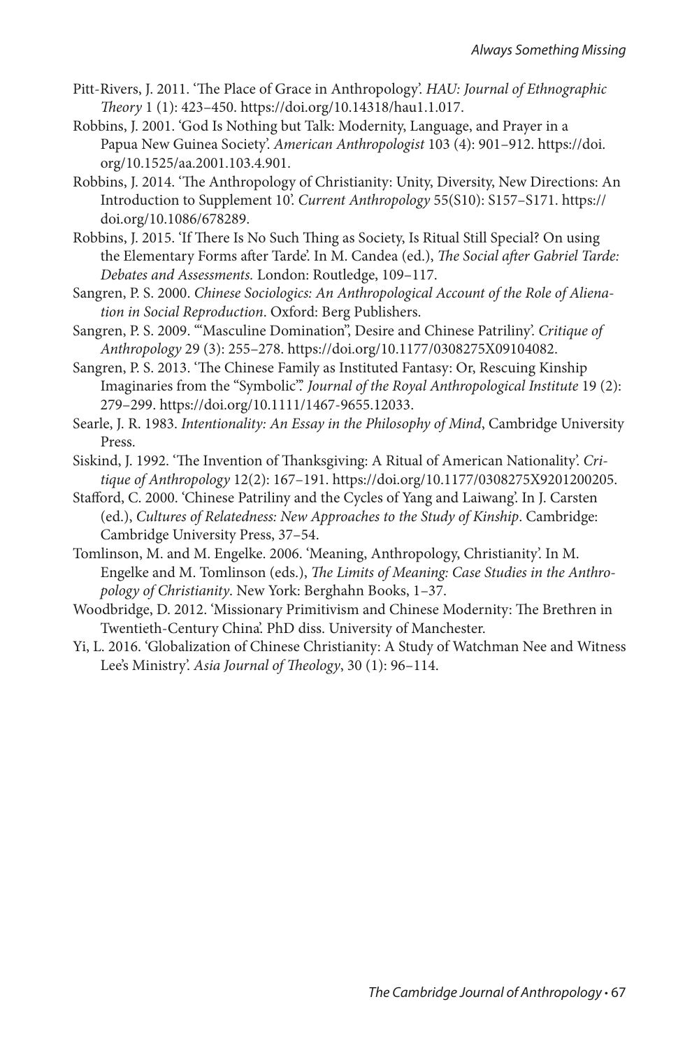Pitt-Rivers, J. 2011. 'The Place of Grace in Anthropology'. *HAU: Journal of Ethnographic Theory* 1 (1): 423–450. https://doi.org/10.14318/hau1.1.017.

Robbins, J. 2001. 'God Is Nothing but Talk: Modernity, Language, and Prayer in a Papua New Guinea Society'. *American Anthropologist* 103 (4): 901–912. https://doi.org/10.1525/aa.2001.103.4.901.

Robbins, J. 2014. 'The Anthropology of Christianity: Unity, Diversity, New Directions: An Introduction to Supplement 10'. *Current Anthropology* 55(S10): S157–S171. https://doi.org/10.1086/678289.

Robbins, J. 2015. 'If There Is No Such Thing as Society, Is Ritual Still Special? On using the Elementary Forms after Tarde'. In M. Candea (ed.), *The Social after Gabriel Tarde: Debates and Assessments.* London: Routledge, 109–117.

Sangren, P. S. 2000. *Chinese Sociologics: An Anthropological Account of the Role of Alienation in Social Reproduction*. Oxford: Berg Publishers.

Sangren, P. S. 2009. '"Masculine Domination", Desire and Chinese Patriliny'. *Critique of Anthropology* 29 (3): 255–278. https://doi.org/10.1177/0308275X09104082.

Sangren, P. S. 2013. 'The Chinese Family as Instituted Fantasy: Or, Rescuing Kinship Imaginaries from the "Symbolic"'. *Journal of the Royal Anthropological Institute* 19 (2): 279–299. https://doi.org/10.1111/1467-9655.12033.

Searle, J. R. 1983. *Intentionality: An Essay in the Philosophy of Mind*, Cambridge University Press.

Siskind, J. 1992. 'The Invention of Thanksgiving: A Ritual of American Nationality'. *Critique of Anthropology* 12(2): 167–191. https://doi.org/10.1177/0308275X9201200205.

Stafford, C. 2000. 'Chinese Patriliny and the Cycles of Yang and Laiwang'. In J. Carsten (ed.), *Cultures of Relatedness: New Approaches to the Study of Kinship*. Cambridge: Cambridge University Press, 37–54.

Tomlinson, M. and M. Engelke. 2006. 'Meaning, Anthropology, Christianity'. In M. Engelke and M. Tomlinson (eds.), *The Limits of Meaning: Case Studies in the Anthropology of Christianity*. New York: Berghahn Books, 1–37.

Woodbridge, D. 2012. 'Missionary Primitivism and Chinese Modernity: The Brethren in Twentieth-Century China'. PhD diss. University of Manchester.

Yi, L. 2016. 'Globalization of Chinese Christianity: A Study of Watchman Nee and Witness Lee's Ministry'. *Asia Journal of Theology*, 30 (1): 96–114.